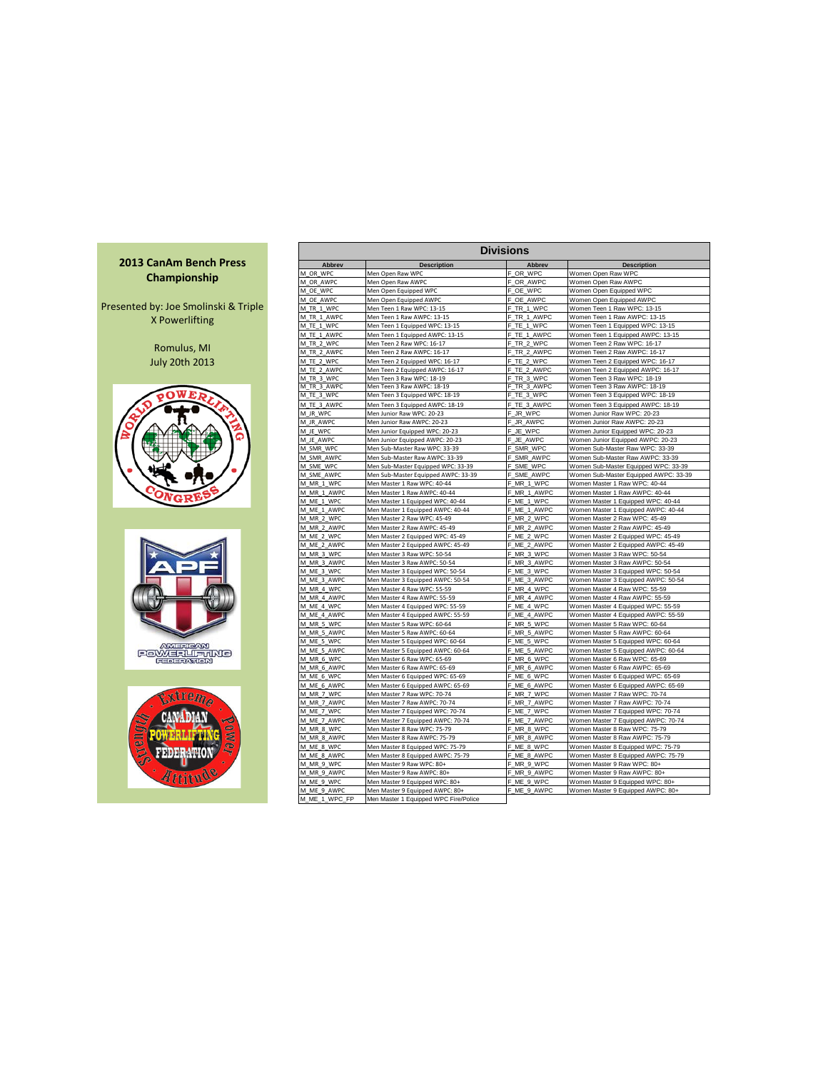**2013 CanAm Bench Press Championship**

Presented by: Joe Smolinski & Triple X Powerlifting

Romulus, MI
July 20th 2013

## Divisions

| Abbrev | Description | Abbrev | Description |
|---|---|---|---|
| M_OR_WPC | Men Open Raw WPC | F_OR_WPC | Women Open Raw WPC |
| M_OR_AWPC | Men Open Raw AWPC | F_OR_AWPC | Women Open Raw AWPC |
| M_OE_WPC | Men Open Equipped WPC | F_OE_WPC | Women Open Equipped WPC |
| M_OE_AWPC | Men Open Equipped AWPC | F_OE_AWPC | Women Open Equipped AWPC |
| M_TR_1_WPC | Men Teen 1 Raw WPC: 13-15 | F_TR_1_WPC | Women Teen 1 Raw WPC: 13-15 |
| M_TR_1_AWPC | Men Teen 1 Raw AWPC: 13-15 | F_TR_1_AWPC | Women Teen 1 Raw AWPC: 13-15 |
| M_TE_1_WPC | Men Teen 1 Equipped WPC: 13-15 | F_TE_1_WPC | Women Teen 1 Equipped WPC: 13-15 |
| M_TE_1_AWPC | Men Teen 1 Equipped AWPC: 13-15 | F_TE_1_AWPC | Women Teen 1 Equipped AWPC: 13-15 |
| M_TR_2_WPC | Men Teen 2 Raw WPC: 16-17 | F_TR_2_WPC | Women Teen 2 Raw WPC: 16-17 |
| M_TR_2_AWPC | Men Teen 2 Raw AWPC: 16-17 | F_TR_2_AWPC | Women Teen 2 Raw AWPC: 16-17 |
| M_TE_2_WPC | Men Teen 2 Equipped WPC: 16-17 | F_TE_2_WPC | Women Teen 2 Equipped WPC: 16-17 |
| M_TE_2_AWPC | Men Teen 2 Equipped AWPC: 16-17 | F_TE_2_AWPC | Women Teen 2 Equipped AWPC: 16-17 |
| M_TR_3_WPC | Men Teen 3 Raw WPC: 18-19 | F_TR_3_WPC | Women Teen 3 Raw WPC: 18-19 |
| M_TR_3_AWPC | Men Teen 3 Raw AWPC: 18-19 | F_TR_3_AWPC | Women Teen 3 Raw AWPC: 18-19 |
| M_TE_3_WPC | Men Teen 3 Equipped WPC: 18-19 | F_TE_3_WPC | Women Teen 3 Equipped WPC: 18-19 |
| M_TE_3_AWPC | Men Teen 3 Equipped AWPC: 18-19 | F_TE_3_AWPC | Women Teen 3 Equipped AWPC: 18-19 |
| M_JR_WPC | Men Junior Raw WPC: 20-23 | F_JR_WPC | Women Junior Raw WPC: 20-23 |
| M_JR_AWPC | Men Junior Raw AWPC: 20-23 | F_JR_AWPC | Women Junior Raw AWPC: 20-23 |
| M_JE_WPC | Men Junior Equipped WPC: 20-23 | F_JE_WPC | Women Junior Equipped WPC: 20-23 |
| M_JE_AWPC | Men Junior Equipped AWPC: 20-23 | F_JE_AWPC | Women Junior Equipped AWPC: 20-23 |
| M_SMR_WPC | Men Sub-Master Raw WPC: 33-39 | F_SMR_WPC | Women Sub-Master Raw WPC: 33-39 |
| M_SMR_AWPC | Men Sub-Master Raw AWPC: 33-39 | F_SMR_AWPC | Women Sub-Master Raw AWPC: 33-39 |
| M_SME_WPC | Men Sub-Master Equipped WPC: 33-39 | F_SME_WPC | Women Sub-Master Equipped WPC: 33-39 |
| M_SME_AWPC | Men Sub-Master Equipped AWPC: 33-39 | F_SME_AWPC | Women Sub-Master Equipped AWPC: 33-39 |
| M_MR_1_WPC | Men Master 1 Raw WPC: 40-44 | F_MR_1_WPC | Women Master 1 Raw WPC: 40-44 |
| M_MR_1_AWPC | Men Master 1 Raw AWPC: 40-44 | F_MR_1_AWPC | Women Master 1 Raw AWPC: 40-44 |
| M_ME_1_WPC | Men Master 1 Equipped WPC: 40-44 | F_ME_1_WPC | Women Master 1 Equipped WPC: 40-44 |
| M_ME_1_AWPC | Men Master 1 Equipped AWPC: 40-44 | F_ME_1_AWPC | Women Master 1 Equipped AWPC: 40-44 |
| M_MR_2_WPC | Men Master 2 Raw WPC: 45-49 | F_MR_2_WPC | Women Master 2 Raw WPC: 45-49 |
| M_MR_2_AWPC | Men Master 2 Raw AWPC: 45-49 | F_MR_2_AWPC | Women Master 2 Raw AWPC: 45-49 |
| M_ME_2_WPC | Men Master 2 Equipped WPC: 45-49 | F_ME_2_WPC | Women Master 2 Equipped WPC: 45-49 |
| M_ME_2_AWPC | Men Master 2 Equipped AWPC: 45-49 | F_ME_2_AWPC | Women Master 2 Equipped AWPC: 45-49 |
| M_MR_3_WPC | Men Master 3 Raw WPC: 50-54 | F_MR_3_WPC | Women Master 3 Raw WPC: 50-54 |
| M_MR_3_AWPC | Men Master 3 Raw AWPC: 50-54 | F_MR_3_AWPC | Women Master 3 Raw AWPC: 50-54 |
| M_ME_3_WPC | Men Master 3 Equipped WPC: 50-54 | F_ME_3_WPC | Women Master 3 Equipped WPC: 50-54 |
| M_ME_3_AWPC | Men Master 3 Equipped AWPC: 50-54 | F_ME_3_AWPC | Women Master 3 Equipped AWPC: 50-54 |
| M_MR_4_WPC | Men Master 4 Raw WPC: 55-59 | F_MR_4_WPC | Women Master 4 Raw WPC: 55-59 |
| M_MR_4_AWPC | Men Master 4 Raw AWPC: 55-59 | F_MR_4_AWPC | Women Master 4 Raw AWPC: 55-59 |
| M_ME_4_WPC | Men Master 4 Equipped WPC: 55-59 | F_ME_4_WPC | Women Master 4 Equipped WPC: 55-59 |
| M_ME_4_AWPC | Men Master 4 Equipped AWPC: 55-59 | F_ME_4_AWPC | Women Master 4 Equipped AWPC: 55-59 |
| M_MR_5_WPC | Men Master 5 Raw WPC: 60-64 | F_MR_5_WPC | Women Master 5 Raw WPC: 60-64 |
| M_MR_5_AWPC | Men Master 5 Raw AWPC: 60-64 | F_MR_5_AWPC | Women Master 5 Raw AWPC: 60-64 |
| M_ME_5_WPC | Men Master 5 Equipped WPC: 60-64 | F_ME_5_WPC | Women Master 5 Equipped WPC: 60-64 |
| M_ME_5_AWPC | Men Master 5 Equipped AWPC: 60-64 | F_ME_5_AWPC | Women Master 5 Equipped AWPC: 60-64 |
| M_MR_6_WPC | Men Master 6 Raw WPC: 65-69 | F_MR_6_WPC | Women Master 6 Raw WPC: 65-69 |
| M_MR_6_AWPC | Men Master 6 Raw AWPC: 65-69 | F_MR_6_AWPC | Women Master 6 Raw AWPC: 65-69 |
| M_ME_6_WPC | Men Master 6 Equipped WPC: 65-69 | F_ME_6_WPC | Women Master 6 Equipped WPC: 65-69 |
| M_ME_6_AWPC | Men Master 6 Equipped AWPC: 65-69 | F_ME_6_AWPC | Women Master 6 Equipped AWPC: 65-69 |
| M_MR_7_WPC | Men Master 7 Raw WPC: 70-74 | F_MR_7_WPC | Women Master 7 Raw WPC: 70-74 |
| M_MR_7_AWPC | Men Master 7 Raw AWPC: 70-74 | F_MR_7_AWPC | Women Master 7 Raw AWPC: 70-74 |
| M_ME_7_WPC | Men Master 7 Equipped WPC: 70-74 | F_ME_7_WPC | Women Master 7 Equipped WPC: 70-74 |
| M_ME_7_AWPC | Men Master 7 Equipped AWPC: 70-74 | F_ME_7_AWPC | Women Master 7 Equipped AWPC: 70-74 |
| M_MR_8_WPC | Men Master 8 Raw WPC: 75-79 | F_MR_8_WPC | Women Master 8 Raw WPC: 75-79 |
| M_MR_8_AWPC | Men Master 8 Raw AWPC: 75-79 | F_MR_8_AWPC | Women Master 8 Raw AWPC: 75-79 |
| M_ME_8_WPC | Men Master 8 Equipped WPC: 75-79 | F_ME_8_WPC | Women Master 8 Equipped WPC: 75-79 |
| M_ME_8_AWPC | Men Master 8 Equipped AWPC: 75-79 | F_ME_8_AWPC | Women Master 8 Equipped AWPC: 75-79 |
| M_MR_9_WPC | Men Master 9 Raw WPC: 80+ | F_MR_9_WPC | Women Master 9 Raw WPC: 80+ |
| M_MR_9_AWPC | Men Master 9 Raw AWPC: 80+ | F_MR_9_AWPC | Women Master 9 Raw AWPC: 80+ |
| M_ME_9_WPC | Men Master 9 Equipped WPC: 80+ | F_ME_9_WPC | Women Master 9 Equipped WPC: 80+ |
| M_ME_9_AWPC | Men Master 9 Equipped AWPC: 80+ | F_ME_9_AWPC | Women Master 9 Equipped AWPC: 80+ |
| M_ME_1_WPC_FP | Men Master 1 Equipped WPC Fire/Police | | |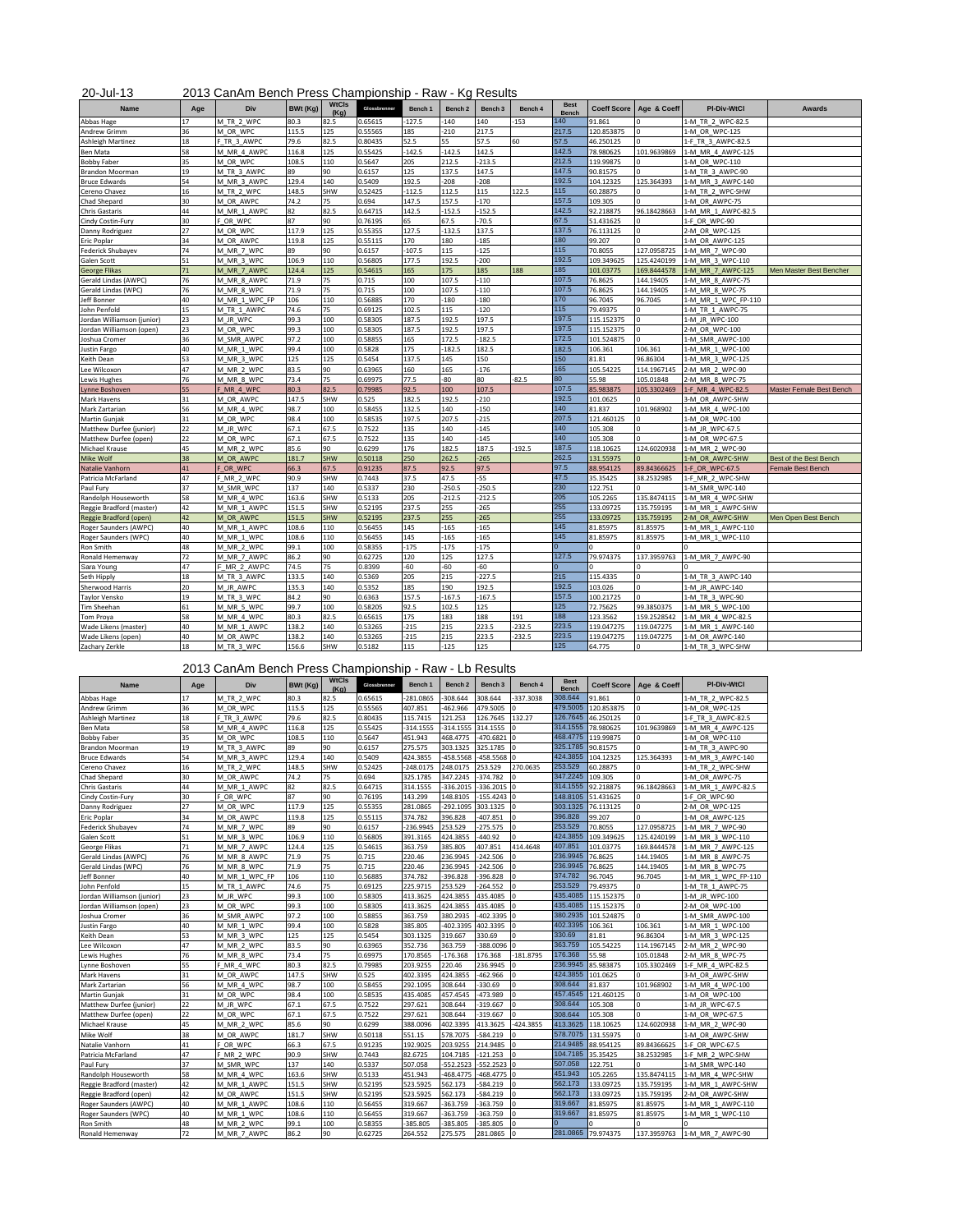20-Jul-13 2013 CanAm Bench Press Championship - Raw - Kg Results

| Name | Age | Div | BWt (Kg) | WtCls (Kg) | Glossbrenner | Bench 1 | Bench 2 | Bench 3 | Bench 4 | Best Bench | Coeff Score | Age & Coeff | Pl-Div-WtCl | Awards |
|---|---|---|---|---|---|---|---|---|---|---|---|---|---|---|
| Abbas Hage | 17 | M_TR_2_WPC | 80.3 | 82.5 | 0.65615 | -127.5 | -140 | 140 | -153 | 140 | 91.861 | 0 | 1-M_TR_2_WPC-82.5 | |
| Andrew Grimm | 36 | M_OR_WPC | 115.5 | 125 | 0.55565 | 185 | -210 | 217.5 | | 217.5 | 120.853875 | 0 | 1-M_OR_WPC-125 | |
| Ashleigh Martinez | 18 | F_TR_3_AWPC | 79.6 | 82.5 | 0.80435 | 52.5 | 55 | 57.5 | 60 | 57.5 | 46.250125 | 0 | 1-F_TR_3_AWPC-82.5 | |
| Ben Mata | 58 | M_MR_4_AWPC | 116.8 | 125 | 0.55425 | -142.5 | -142.5 | 142.5 | | 142.5 | 78.980625 | 101.9639869 | 1-M_MR_4_AWPC-125 | |
| Bobby Faber | 35 | M_OR_WPC | 108.5 | 110 | 0.5647 | 205 | 212.5 | -213.5 | | 212.5 | 119.99875 | 0 | 1-M_OR_WPC-110 | |
| Brandon Moorman | 19 | M_TR_3_AWPC | 89 | 90 | 0.6157 | 125 | 137.5 | 147.5 | | 147.5 | 90.81575 | 0 | 1-M_TR_3_AWPC-90 | |
| Bruce Edwards | 54 | M_MR_3_AWPC | 129.4 | 140 | 0.5409 | 192.5 | -208 | -208 | | 192.5 | 104.12325 | 125.364393 | 1-M_MR_3_AWPC-140 | |
| Cereno Chavez | 16 | M_TR_2_WPC | 148.5 | SHW | 0.52425 | -112.5 | 112.5 | 115 | 122.5 | 115 | 60.28875 | 0 | 1-M_TR_2_WPC-SHW | |
| Chad Shepard | 30 | M_OR_AWPC | 74.2 | 75 | 0.694 | 147.5 | 157.5 | -170 | | 157.5 | 109.305 | 0 | 1-M_OR_AWPC-75 | |
| Chris Gastaris | 44 | M_MR_1_AWPC | 82 | 82.5 | 0.64715 | 142.5 | -152.5 | -152.5 | | 142.5 | 92.218875 | 96.18428663 | 1-M_MR_1_AWPC-82.5 | |
| Cindy Costin-Fury | 30 | F_OR_WPC | 87 | 90 | 0.76195 | 65 | 67.5 | -70.5 | | 67.5 | 51.431625 | 0 | 1-F_OR_WPC-90 | |
| Danny Rodriguez | 27 | M_OR_WPC | 117.9 | 125 | 0.55355 | 127.5 | -132.5 | 137.5 | | 137.5 | 76.113125 | 0 | 2-M_OR_WPC-125 | |
| Eric Poplar | 34 | M_OR_AWPC | 119.8 | 125 | 0.55115 | 170 | 180 | -185 | | 180 | 99.207 | 0 | 1-M_OR_AWPC-125 | |
| Federick Shubayev | 74 | M_MR_7_WPC | 89 | 90 | 0.6157 | -107.5 | 115 | -125 | | 115 | 70.8055 | 127.0958725 | 1-M_MR_7_WPC-90 | |
| Galen Scott | 51 | M_MR_3_WPC | 106.9 | 110 | 0.56805 | 177.5 | 192.5 | -200 | | 192.5 | 109.349625 | 125.4240199 | 1-M_MR_3_WPC-110 | |
| George Flikas | 71 | M_MR_7_AWPC | 124.4 | 125 | 0.54615 | 165 | 175 | 185 | 188 | 185 | 101.03775 | 169.8444578 | 1-M_MR_7_AWPC-125 | Men Master Best Bencher |
| Gerald Lindas (AWPC) | 76 | M_MR_8_AWPC | 71.9 | 75 | 0.715 | 100 | 107.5 | -110 | | 107.5 | 76.8625 | 144.19405 | 1-M_MR_8_AWPC-75 | |
| Gerald Lindas (WPC) | 76 | M_MR_8_WPC | 71.9 | 75 | 0.715 | 100 | 107.5 | -110 | | 107.5 | 76.8625 | 144.19405 | 1-M_MR_8_WPC-75 | |
| Jeff Bonner | 40 | M_MR_1_WPC_FP | 106 | 110 | 0.56885 | 170 | -180 | -180 | | 170 | 96.7045 | 96.7045 | 1-M_MR_1_WPC_FP-110 | |
| John Penfold | 15 | M_TR_1_AWPC | 74.6 | 75 | 0.69125 | 102.5 | 115 | -120 | | 115 | 79.49375 | 0 | 1-M_TR_1_AWPC-75 | |
| Jordan Williamson (junior) | 23 | M_JR_WPC | 99.3 | 100 | 0.58305 | 187.5 | 192.5 | 197.5 | | 197.5 | 115.152375 | 0 | 1-M_JR_WPC-100 | |
| Jordan Williamson (open) | 23 | M_OR_WPC | 99.3 | 100 | 0.58305 | 187.5 | 192.5 | 197.5 | | 197.5 | 115.152375 | 0 | 2-M_OR_WPC-100 | |
| Joshua Cromer | 36 | M_SMR_AWPC | 97.2 | 100 | 0.58855 | 165 | 172.5 | -182.5 | | 172.5 | 101.524875 | 0 | 1-M_SMR_AWPC-100 | |
| Justin Fargo | 40 | M_MR_1_WPC | 99.4 | 100 | 0.5828 | 175 | -182.5 | 182.5 | | 182.5 | 106.361 | 106.361 | 1-M_MR_1_WPC-100 | |
| Keith Dean | 53 | M_MR_3_WPC | 125 | 125 | 0.5454 | 137.5 | 145 | 150 | | 150 | 81.81 | 96.86304 | 1-M_MR_3_WPC-125 | |
| Lee Wilcoxon | 47 | M_MR_2_WPC | 83.5 | 90 | 0.63965 | 160 | 165 | -176 | | 165 | 105.54225 | 114.1967145 | 2-M_MR_2_WPC-90 | |
| Lewis Hughes | 76 | M_MR_8_WPC | 73.4 | 75 | 0.69975 | 77.5 | -80 | 80 | -82.5 | 80 | 55.98 | 105.01848 | 2-M_MR_8_WPC-75 | |
| Lynne Boshoven | 55 | F_MR_4_WPC | 80.3 | 82.5 | 0.79985 | 92.5 | 100 | 107.5 | | 107.5 | 85.983875 | 105.3302469 | 1-F_MR_4_WPC-82.5 | Master Female Best Bench |
| Mark Havens | 31 | M_OR_AWPC | 147.5 | SHW | 0.525 | 182.5 | 192.5 | -210 | | 192.5 | 101.0625 | 0 | 3-M_OR_AWPC-SHW | |
| Mark Zartarian | 56 | M_MR_4_WPC | 98.7 | 100 | 0.58455 | 132.5 | 140 | -150 | | 140 | 81.837 | 101.968902 | 1-M_MR_4_WPC-100 | |
| Martin Gunjak | 31 | M_OR_WPC | 98.4 | 100 | 0.58535 | 197.5 | 207.5 | -215 | | 207.5 | 121.460125 | 0 | 1-M_OR_WPC-100 | |
| Matthew Durfee (junior) | 22 | M_JR_WPC | 67.1 | 67.5 | 0.7522 | 135 | 140 | -145 | | 140 | 105.308 | 0 | 1-M_JR_WPC-67.5 | |
| Matthew Durfee (open) | 22 | M_OR_WPC | 67.1 | 67.5 | 0.7522 | 135 | 140 | -145 | | 140 | 105.308 | 0 | 1-M_OR_WPC-67.5 | |
| Michael Krause | 45 | M_MR_2_WPC | 85.6 | 90 | 0.6299 | 176 | 182.5 | 187.5 | -192.5 | 187.5 | 118.10625 | 124.6020938 | 1-M_MR_2_WPC-90 | |
| Mike Wolf | 38 | M_OR_AWPC | 181.7 | SHW | 0.50118 | 250 | 262.5 | -265 | | 262.5 | 131.55975 | 0 | 1-M_OR_AWPC-SHW | Best of the Best Bench |
| Natalie Vanhorn | 41 | F_OR_WPC | 66.3 | 67.5 | 0.91235 | 87.5 | 92.5 | 97.5 | | 97.5 | 88.954125 | 89.84366625 | 1-F_OR_WPC-67.5 | Female Best Bench |
| Patricia McFarland | 47 | F_MR_2_WPC | 90.9 | SHW | 0.7443 | 37.5 | 47.5 | -55 | | 47.5 | 35.35425 | 38.2532985 | 1-F_MR_2_WPC-SHW | |
| Paul Fury | 37 | M_SMR_WPC | 137 | 140 | 0.5337 | 230 | -250.5 | -250.5 | | 230 | 122.751 | 0 | 1-M_SMR_WPC-140 | |
| Randolph Houseworth | 58 | M_MR_4_WPC | 163.6 | SHW | 0.5133 | 205 | -212.5 | -212.5 | | 205 | 105.2265 | 135.8474115 | 1-M_MR_4_WPC-SHW | |
| Reggie Bradford (master) | 42 | M_MR_1_AWPC | 151.5 | SHW | 0.52195 | 237.5 | 255 | -265 | | 255 | 133.09725 | 135.759195 | 1-M_MR_1_AWPC-SHW | |
| Reggie Bradford (open) | 42 | M_OR_AWPC | 151.5 | SHW | 0.52195 | 237.5 | 255 | -265 | | 255 | 133.09725 | 135.759195 | 2-M_OR_AWPC-SHW | Men Open Best Bench |
| Roger Saunders (AWPC) | 40 | M_MR_1_AWPC | 108.6 | 110 | 0.56455 | 145 | -165 | -165 | | 145 | 81.85975 | 81.85975 | 1-M_MR_1_AWPC-110 | |
| Roger Saunders (WPC) | 40 | M_MR_1_WPC | 108.6 | 110 | 0.56455 | 145 | -165 | -165 | | 145 | 81.85975 | 81.85975 | 1-M_MR_1_WPC-110 | |
| Ron Smith | 48 | M_MR_2_WPC | 99.1 | 100 | 0.58355 | -175 | -175 | -175 | | 0 | 0 | 0 | 0 | |
| Ronald Hemenway | 72 | M_MR_7_AWPC | 86.2 | 90 | 0.62725 | 120 | 125 | 127.5 | | 127.5 | 79.974375 | 137.3959763 | 1-M_MR_7_AWPC-90 | |
| Sara Young | 47 | F_MR_2_AWPC | 74.5 | 75 | 0.8399 | -60 | -60 | -60 | | 0 | 0 | 0 | 0 | |
| Seth Hipply | 18 | M_TR_3_AWPC | 133.5 | 140 | 0.5369 | 205 | 215 | -227.5 | | 215 | 115.4335 | 0 | 1-M_TR_3_AWPC-140 | |
| Sherwood Harris | 20 | M_JR_AWPC | 135.3 | 140 | 0.5352 | 185 | 190 | 192.5 | | 192.5 | 103.026 | 0 | 1-M_JR_AWPC-140 | |
| Taylor Vensko | 19 | M_TR_3_WPC | 84.2 | 90 | 0.6363 | 157.5 | -167.5 | -167.5 | | 157.5 | 100.21725 | 0 | 1-M_TR_3_WPC-90 | |
| Tim Sheehan | 61 | M_MR_5_WPC | 99.7 | 100 | 0.58205 | 92.5 | 102.5 | 125 | | 125 | 72.75625 | 99.3850375 | 1-M_MR_5_WPC-100 | |
| Tom Proya | 58 | M_MR_4_WPC | 80.3 | 82.5 | 0.65615 | 175 | 183 | 188 | 191 | 188 | 123.3562 | 159.2528542 | 1-M_MR_4_WPC-82.5 | |
| Wade Likens (master) | 40 | M_MR_1_AWPC | 138.2 | 140 | 0.53265 | -215 | 215 | 223.5 | -232.5 | 223.5 | 119.047275 | 119.047275 | 1-M_MR_1_AWPC-140 | |
| Wade Likens (open) | 40 | M_OR_AWPC | 138.2 | 140 | 0.53265 | -215 | 215 | 223.5 | -232.5 | 223.5 | 119.047275 | 119.047275 | 1-M_OR_AWPC-140 | |
| Zachary Zerkle | 18 | M_TR_3_WPC | 156.6 | SHW | 0.5182 | 115 | -125 | 125 | | 125 | 64.775 | 0 | 1-M_TR_3_WPC-SHW | |

2013 CanAm Bench Press Championship - Raw - Lb Results

| Name | Age | Div | BWt (Kg) | WtCls (Kg) | Glossbrenner | Bench 1 | Bench 2 | Bench 3 | Bench 4 | Best Bench | Coeff Score | Age & Coeff | Pl-Div-WtCl |
|---|---|---|---|---|---|---|---|---|---|---|---|---|---|
| Abbas Hage | 17 | M_TR_2_WPC | 80.3 | 82.5 | 0.65615 | -281.0865 | -308.644 | 308.644 | -337.3038 | 308.644 | 91.861 | 0 | 1-M_TR_2_WPC-82.5 |
| Andrew Grimm | 36 | M_OR_WPC | 115.5 | 125 | 0.55565 | 407.851 | -462.966 | 479.5005 | 0 | 479.5005 | 120.853875 | 0 | 1-M_OR_WPC-125 |
| Ashleigh Martinez | 18 | F_TR_3_AWPC | 79.6 | 82.5 | 0.80435 | 115.7415 | 121.253 | 126.7645 | 132.27 | 126.7645 | 46.250125 | 0 | 1-F_TR_3_AWPC-82.5 |
| Ben Mata | 58 | M_MR_4_AWPC | 116.8 | 125 | 0.55425 | -314.1555 | -314.1555 | 314.1555 | 0 | 314.1555 | 78.980625 | 101.9639869 | 1-M_MR_4_AWPC-125 |
| Bobby Faber | 35 | M_OR_WPC | 108.5 | 110 | 0.5647 | 451.943 | 468.4775 | -470.6821 | 0 | 468.4775 | 119.99875 | 0 | 1-M_OR_WPC-110 |
| Brandon Moorman | 19 | M_TR_3_AWPC | 89 | 90 | 0.6157 | 275.575 | 303.1325 | 325.1785 | 0 | 325.1785 | 90.81575 | 0 | 1-M_TR_3_AWPC-90 |
| Bruce Edwards | 54 | M_MR_3_AWPC | 129.4 | 140 | 0.5409 | 424.3855 | -458.5568 | -458.5568 | 0 | 424.3855 | 104.12325 | 125.364393 | 1-M_MR_3_AWPC-140 |
| Cereno Chavez | 16 | M_TR_2_WPC | 148.5 | SHW | 0.52425 | -248.0175 | 248.0175 | 253.529 | 270.0635 | 253.529 | 60.28875 | 0 | 1-M_TR_2_WPC-SHW |
| Chad Shepard | 30 | M_OR_AWPC | 74.2 | 75 | 0.694 | 325.1785 | 347.2245 | -374.782 | 0 | 347.2245 | 109.305 | 0 | 1-M_OR_AWPC-75 |
| Chris Gastaris | 44 | M_MR_1_AWPC | 82 | 82.5 | 0.64715 | 314.1555 | -336.2015 | -336.2015 | 0 | 314.1555 | 92.218875 | 96.18428663 | 1-M_MR_1_AWPC-82.5 |
| Cindy Costin-Fury | 30 | F_OR_WPC | 87 | 90 | 0.76195 | 143.299 | 148.8105 | -155.4243 | 0 | 148.8105 | 51.431625 | 0 | 1-F_OR_WPC-90 |
| Danny Rodriguez | 27 | M_OR_WPC | 117.9 | 125 | 0.55355 | 281.0865 | -292.1095 | 303.1325 | 0 | 303.1325 | 76.113125 | 0 | 2-M_OR_WPC-125 |
| Eric Poplar | 34 | M_OR_AWPC | 119.8 | 125 | 0.55115 | 374.782 | 396.828 | -407.851 | 0 | 396.828 | 99.207 | 0 | 1-M_OR_AWPC-125 |
| Federick Shubayev | 74 | M_MR_7_WPC | 89 | 90 | 0.6157 | -236.9945 | 253.529 | -275.575 | 0 | 253.529 | 70.8055 | 127.0958725 | 1-M_MR_7_WPC-90 |
| Galen Scott | 51 | M_MR_3_WPC | 106.9 | 110 | 0.56805 | 391.3165 | 424.3855 | -440.92 | 0 | 424.3855 | 109.349625 | 125.4240199 | 1-M_MR_3_WPC-110 |
| George Flikas | 71 | M_MR_7_AWPC | 124.4 | 125 | 0.54615 | 363.759 | 385.805 | 407.851 | 414.4648 | 407.851 | 101.03775 | 169.8444578 | 1-M_MR_7_AWPC-125 |
| Gerald Lindas (AWPC) | 76 | M_MR_8_AWPC | 71.9 | 75 | 0.715 | 220.46 | 236.9945 | -242.506 | 0 | 236.9945 | 76.8625 | 144.19405 | 1-M_MR_8_AWPC-75 |
| Gerald Lindas (WPC) | 76 | M_MR_8_WPC | 71.9 | 75 | 0.715 | 220.46 | 236.9945 | -242.506 | 0 | 236.9945 | 76.8625 | 144.19405 | 1-M_MR_8_WPC-75 |
| Jeff Bonner | 40 | M_MR_1_WPC_FP | 106 | 110 | 0.56885 | 374.782 | -396.828 | -396.828 | 0 | 374.782 | 96.7045 | 96.7045 | 1-M_MR_1_WPC_FP-110 |
| John Penfold | 15 | M_TR_1_AWPC | 74.6 | 75 | 0.69125 | 225.9715 | 253.529 | -264.552 | 0 | 253.529 | 79.49375 | 0 | 1-M_TR_1_AWPC-75 |
| Jordan Williamson (junior) | 23 | M_JR_WPC | 99.3 | 100 | 0.58305 | 413.3625 | 424.3855 | 435.4085 | 0 | 435.4085 | 115.152375 | 0 | 1-M_JR_WPC-100 |
| Jordan Williamson (open) | 23 | M_OR_WPC | 99.3 | 100 | 0.58305 | 413.3625 | 424.3855 | 435.4085 | 0 | 435.4085 | 115.152375 | 0 | 2-M_OR_WPC-100 |
| Joshua Cromer | 36 | M_SMR_AWPC | 97.2 | 100 | 0.58855 | 363.759 | 380.2935 | -402.3395 | 0 | 380.2935 | 101.524875 | 0 | 1-M_SMR_AWPC-100 |
| Justin Fargo | 40 | M_MR_1_WPC | 99.4 | 100 | 0.5828 | 385.805 | -402.3395 | 402.3395 | 0 | 402.3395 | 106.361 | 106.361 | 1-M_MR_1_WPC-100 |
| Keith Dean | 53 | M_MR_3_WPC | 125 | 125 | 0.5454 | 303.1325 | 319.667 | 330.69 | 0 | 330.69 | 81.81 | 96.86304 | 1-M_MR_3_WPC-125 |
| Lee Wilcoxon | 47 | M_MR_2_WPC | 83.5 | 90 | 0.63965 | 352.736 | 363.759 | -388.0096 | 0 | 363.759 | 105.54225 | 114.1967145 | 2-M_MR_2_WPC-90 |
| Lewis Hughes | 76 | M_MR_8_WPC | 73.4 | 75 | 0.69975 | 170.8565 | -176.368 | 176.368 | -181.8795 | 176.368 | 55.98 | 105.01848 | 2-M_MR_8_WPC-75 |
| Lynne Boshoven | 55 | F_MR_4_WPC | 80.3 | 82.5 | 0.79985 | 203.9255 | 220.46 | 236.9945 | 0 | 236.9945 | 85.983875 | 105.3302469 | 1-F_MR_4_WPC-82.5 |
| Mark Havens | 31 | M_OR_AWPC | 147.5 | SHW | 0.525 | 402.3395 | 424.3855 | -462.966 | 0 | 424.3855 | 101.0625 | 0 | 3-M_OR_AWPC-SHW |
| Mark Zartarian | 56 | M_MR_4_WPC | 98.7 | 100 | 0.58455 | 292.1095 | 308.644 | -330.69 | 0 | 308.644 | 81.837 | 101.968902 | 1-M_MR_4_WPC-100 |
| Martin Gunjak | 31 | M_OR_WPC | 98.4 | 100 | 0.58535 | 435.4085 | 457.4545 | -473.989 | 0 | 457.4545 | 121.460125 | 0 | 1-M_OR_WPC-100 |
| Matthew Durfee (junior) | 22 | M_JR_WPC | 67.1 | 67.5 | 0.7522 | 297.621 | 308.644 | -319.667 | 0 | 308.644 | 105.308 | 0 | 1-M_JR_WPC-67.5 |
| Matthew Durfee (open) | 22 | M_OR_WPC | 67.1 | 67.5 | 0.7522 | 297.621 | 308.644 | -319.667 | 0 | 308.644 | 105.308 | 0 | 1-M_OR_WPC-67.5 |
| Michael Krause | 45 | M_MR_2_WPC | 85.6 | 90 | 0.6299 | 388.0096 | 402.3395 | 413.3625 | -424.3855 | 413.3625 | 118.10625 | 124.6020938 | 1-M_MR_2_WPC-90 |
| Mike Wolf | 38 | M_OR_AWPC | 181.7 | SHW | 0.50118 | 551.15 | 578.7075 | -584.219 | 0 | 578.7075 | 131.55975 | 0 | 1-M_OR_AWPC-SHW |
| Natalie Vanhorn | 41 | F_OR_WPC | 66.3 | 67.5 | 0.91235 | 192.9025 | 203.9255 | 214.9485 | 0 | 214.9485 | 88.954125 | 89.84366625 | 1-F_OR_WPC-67.5 |
| Patricia McFarland | 47 | F_MR_2_WPC | 90.9 | SHW | 0.7443 | 82.6725 | 104.7185 | -121.253 | 0 | 104.7185 | 35.35425 | 38.2532985 | 1-F_MR_2_WPC-SHW |
| Paul Fury | 37 | M_SMR_WPC | 137 | 140 | 0.5337 | 507.058 | -552.2523 | -552.2523 | 0 | 507.058 | 122.751 | 0 | 1-M_SMR_WPC-140 |
| Randolph Houseworth | 58 | M_MR_4_WPC | 163.6 | SHW | 0.5133 | 451.943 | -468.4775 | -468.4775 | 0 | 451.943 | 105.2265 | 135.8474115 | 1-M_MR_4_WPC-SHW |
| Reggie Bradford (master) | 42 | M_MR_1_AWPC | 151.5 | SHW | 0.52195 | 523.5925 | 562.173 | -584.219 | 0 | 562.173 | 133.09725 | 135.759195 | 1-M_MR_1_AWPC-SHW |
| Reggie Bradford (open) | 42 | M_OR_AWPC | 151.5 | SHW | 0.52195 | 523.5925 | 562.173 | -584.219 | 0 | 562.173 | 133.09725 | 135.759195 | 2-M_OR_AWPC-SHW |
| Roger Saunders (AWPC) | 40 | M_MR_1_AWPC | 108.6 | 110 | 0.56455 | 319.667 | -363.759 | -363.759 | 0 | 319.667 | 81.85975 | 81.85975 | 1-M_MR_1_AWPC-110 |
| Roger Saunders (WPC) | 40 | M_MR_1_WPC | 108.6 | 110 | 0.56455 | 319.667 | -363.759 | -363.759 | 0 | 319.667 | 81.85975 | 81.85975 | 1-M_MR_1_WPC-110 |
| Ron Smith | 48 | M_MR_2_WPC | 99.1 | 100 | 0.58355 | -385.805 | -385.805 | -385.805 | 0 | 0 | 0 | 0 | 0 |
| Ronald Hemenway | 72 | M_MR_7_AWPC | 86.2 | 90 | 0.62725 | 264.552 | 275.575 | 281.0865 | 0 | 281.0865 | 79.974375 | 137.3959763 | 1-M_MR_7_AWPC-90 |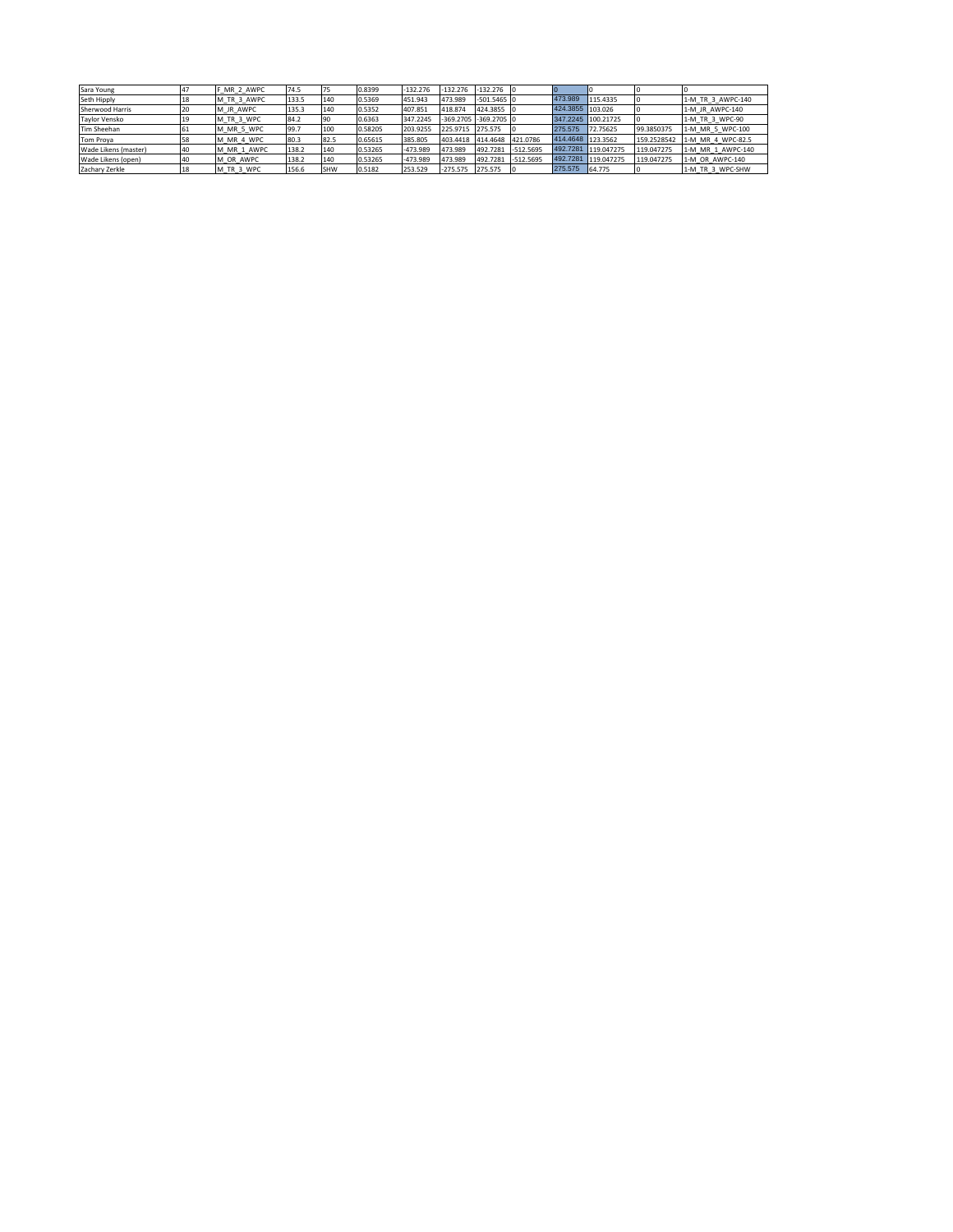| | | | | | | | | | | | | | | |
|---|---|---|---|---|---|---|---|---|---|---|---|---|---|---|
| Sara Young | 47 | F_MR_2_AWPC | 74.5 | 75 | 0.8399 | -132.276 | -132.276 | -132.276 | 0 | 0 | 0 | 0 | 0 |
| Seth Hipply | 18 | M_TR_3_AWPC | 133.5 | 140 | 0.5369 | 451.943 | 473.989 | -501.5465 | 0 | 473.989 | 115.4335 | 0 | 1-M_TR_3_AWPC-140 |
| Sherwood Harris | 20 | M_JR_AWPC | 135.3 | 140 | 0.5352 | 407.851 | 418.874 | 424.3855 | 0 | 424.3855 | 103.026 | 0 | 1-M_JR_AWPC-140 |
| Taylor Vensko | 19 | M_TR_3_WPC | 84.2 | 90 | 0.6363 | 347.2245 | -369.2705 | -369.2705 | 0 | 347.2245 | 100.21725 | 0 | 1-M_TR_3_WPC-90 |
| Tim Sheehan | 61 | M_MR_5_WPC | 99.7 | 100 | 0.58205 | 203.9255 | 225.9715 | 275.575 | 0 | 275.575 | 72.75625 | 99.3850375 | 1-M_MR_5_WPC-100 |
| Tom Proya | 58 | M_MR_4_WPC | 80.3 | 82.5 | 0.65615 | 385.805 | 403.4418 | 414.4648 | 421.0786 | 414.4648 | 123.3562 | 159.2528542 | 1-M_MR_4_WPC-82.5 |
| Wade Likens (master) | 40 | M_MR_1_AWPC | 138.2 | 140 | 0.53265 | -473.989 | 473.989 | 492.7281 | -512.5695 | 492.7281 | 119.047275 | 119.047275 | 1-M_MR_1_AWPC-140 |
| Wade Likens (open) | 40 | M_OR_AWPC | 138.2 | 140 | 0.53265 | -473.989 | 473.989 | 492.7281 | -512.5695 | 492.7281 | 119.047275 | 119.047275 | 1-M_OR_AWPC-140 |
| Zachary Zerkle | 18 | M_TR_3_WPC | 156.6 | SHW | 0.5182 | 253.529 | -275.575 | 275.575 | 0 | 275.575 | 64.775 | 0 | 1-M_TR_3_WPC-SHW |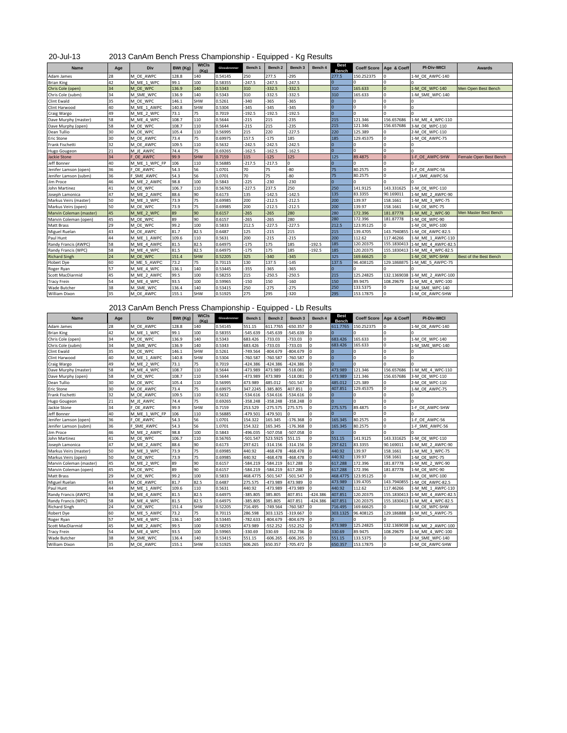20-Jul-13

## 2013 CanAm Bench Press Championship - Equipped - Kg Results

| Name | Age | Div | BWt (Kg) | WtCls (Kg) | Glossbrenner | Bench 1 | Bench 2 | Bench 3 | Bench 4 | Best Bench | Coeff Score | Age & Coeff | Pl-Div-WtCl | Awards |
|---|---|---|---|---|---|---|---|---|---|---|---|---|---|---|
| Adam James | 28 | M_OE_AWPC | 128.8 | 140 | 0.54145 | 250 | 277.5 | -295 | | 277.5 | 150.252375 | 0 | 1-M_OE_AWPC-140 | |
| Brian King | 42 | M_ME_1_WPC | 99.1 | 100 | 0.58355 | -247.5 | -247.5 | -247.5 | | 0 | 0 | 0 | 0 | |
| Chris Cole (open) | 34 | M_OE_WPC | 136.9 | 140 | 0.5343 | 310 | -332.5 | -332.5 | | 310 | 165.633 | 0 | 1-M_OE_WPC-140 | Men Open Best Bench |
| Chris Cole (subm) | 34 | M_SME_WPC | 136.9 | 140 | 0.5343 | 310 | -332.5 | -332.5 | | 310 | 165.633 | 0 | 1-M_SME_WPC-140 | |
| Clint Ewald | 35 | M_OE_WPC | 146.1 | SHW | 0.5261 | -340 | -365 | -365 | | 0 | 0 | 0 | 0 | |
| Clint Harwood | 40 | M_ME_1_AWPC | 140.8 | SHW | 0.5304 | -345 | -345 | -345 | | 0 | 0 | 0 | 0 | |
| Craig Wargo | 49 | M_ME_2_WPC | 73.1 | 75 | 0.7019 | -192.5 | -192.5 | -192.5 | | 0 | 0 | 0 | 0 | |
| Dave Murphy (master) | 58 | M_ME_4_WPC | 108.7 | 110 | 0.5644 | -215 | 215 | -235 | | 215 | 121.346 | 156.657686 | 1-M_ME_4_WPC-110 | |
| Dave Murphy (open) | 58 | M_OE_WPC | 108.7 | 110 | 0.5644 | -215 | 215 | -235 | | 215 | 121.346 | 156.657686 | 3-M_OE_WPC-110 | |
| Dean Tullio | 30 | M_OE_WPC | 105.4 | 110 | 0.56995 | 215 | 220 | -227.5 | | 220 | 125.389 | 0 | 2-M_OE_WPC-110 | |
| Eric Stone | 30 | M_OE_AWPC | 73.4 | 75 | 0.69975 | 157.5 | -175 | 185 | | 185 | 129.45375 | 0 | 1-M_OE_AWPC-75 | |
| Frank Fischetti | 32 | M_OE_AWPC | 109.5 | 110 | 0.5632 | -242.5 | -242.5 | -242.5 | | 0 | 0 | 0 | 0 | |
| Hugo Gougeon | 21 | M_JE_AWPC | 74.4 | 75 | 0.69265 | -162.5 | -162.5 | -162.5 | | 0 | 0 | 0 | 0 | |
| Jackie Stone | 34 | F_OE_AWPC | 99.9 | SHW | 0.7159 | 115 | -125 | 125 | | 125 | 89.4875 | 0 | 1-F_OE_AWPC-SHW | Female Open Best Bench |
| Jeff Bonner | 40 | M_ME_1_WPC_FP | 106 | 110 | 0.56885 | -217.5 | -217.5 | 0 | | 0 | 0 | 0 | 0 | |
| Jenifer Lamson (open) | 36 | F_OE_AWPC | 54.3 | 56 | 1.0701 | 70 | 75 | -80 | | 75 | 80.2575 | 0 | 1-F_OE_AWPC-56 | |
| Jenifer Lamson (subm) | 36 | F_SME_AWPC | 54.3 | 56 | 1.0701 | 70 | 75 | -80 | | 75 | 80.2575 | 0 | 1-F_SME_AWPC-56 | |
| Jim Proce | 46 | M_ME_2_AWPC | 98.8 | 100 | 0.5843 | -225 | -230 | -230 | | 0 | 0 | 0 | 0 | |
| John Martinez | 41 | M_OE_WPC | 106.7 | 110 | 0.56765 | -227.5 | 237.5 | 250 | | 250 | 141.9125 | 143.331625 | 1-M_OE_WPC-110 | |
| Joseph Lamonica | 47 | M_ME_2_AWPC | 88.6 | 90 | 0.6173 | 135 | -142.5 | -142.5 | | 135 | 83.3355 | 90.169011 | 1-M_ME_2_AWPC-90 | |
| Markus Veirs (master) | 50 | M_ME_3_WPC | 73.9 | 75 | 0.69985 | 200 | -212.5 | -212.5 | | 200 | 139.97 | 158.1661 | 1-M_ME_3_WPC-75 | |
| Markus Veirs (open) | 50 | M_OE_WPC | 73.9 | 75 | 0.69985 | 200 | -212.5 | -212.5 | | 200 | 139.97 | 158.1661 | 1-M_OE_WPC-75 | |
| Marvin Coleman (master) | 45 | M_ME_2_WPC | 89 | 90 | 0.6157 | -265 | -265 | 280 | | 280 | 172.396 | 181.87778 | 1-M_ME_2_WPC-90 | Men Master Best Bench |
| Marvin Coleman (open) | 45 | M_OE_WPC | 89 | 90 | 0.6157 | -265 | -265 | 280 | | 280 | 172.396 | 181.87778 | 1-M_OE_WPC-90 | |
| Matt Brass | 29 | M_OE_WPC | 99.2 | 100 | 0.5833 | 212.5 | -227.5 | -227.5 | | 212.5 | 123.95125 | 0 | 1-M_OE_WPC-100 | |
| Miguel Ruelan | 43 | M_OE_AWPC | 81.7 | 82.5 | 0.6487 | 125 | -215 | 215 | | 215 | 139.4705 | 143.7940855 | 1-M_OE_AWPC-82.5 | |
| Paul Hunt | 44 | M_ME_1_AWPC | 109.6 | 110 | 0.5631 | 200 | -215 | -215 | | 200 | 112.62 | 117.46266 | 1-M_ME_1_AWPC-110 | |
| Randy Francis (AWPC) | 58 | M_ME_4_AWPC | 81.5 | 82.5 | 0.64975 | -175 | 175 | 185 | -192.5 | 185 | 120.20375 | 155.1830413 | 1-M_ME_4_AWPC-82.5 | |
| Randy Francis (WPC) | 58 | M_ME_4_WPC | 81.5 | 82.5 | 0.64975 | -175 | 175 | 185 | -192.5 | 185 | 120.20375 | 155.1830413 | 1-M_ME_4_WPC-82.5 | |
| Richard Singh | 24 | M_OE_WPC | 151.4 | SHW | 0.52205 | 325 | -340 | -345 | | 325 | 169.66625 | 0 | 1-M_OE_WPC-SHW | Best of the Best Bench |
| Robert Dye | 60 | M_ME_5_AWPC | 73.2 | 75 | 0.70115 | 130 | 137.5 | -145 | | 137.5 | 96.408125 | 129.1868875 | 1-M_ME_5_AWPC-75 | |
| Roger Ryan | 57 | M_ME_4_WPC | 136.1 | 140 | 0.53445 | -355 | -365 | -365 | | 0 | 0 | 0 | 0 | |
| Scott MacDiarmid | 45 | M_ME_2_AWPC | 99.5 | 100 | 0.58255 | 215 | -250.5 | -250.5 | | 215 | 125.24825 | 132.1369038 | 1-M_ME_2_AWPC-100 | |
| Tracy Frein | 54 | M_ME_4_WPC | 93.5 | 100 | 0.59965 | -150 | 150 | -160 | | 150 | 89.9475 | 108.29679 | 1-M_ME_4_WPC-100 | |
| Wade Butcher | 38 | M_SME_WPC | 136.4 | 140 | 0.53415 | 250 | -275 | -275 | | 250 | 133.5375 | 0 | 2-M_SME_WPC-140 | |
| William Dixon | 35 | M_OE_AWPC | 155.1 | SHW | 0.51925 | 275 | 295 | -320 | | 295 | 153.17875 | 0 | 1-M_OE_AWPC-SHW | |

## 2013 CanAm Bench Press Championship - Equipped - Lb Results

| Name | Age | Div | BWt (Kg) | WtCls (Kg) | Glossbrenner | Bench 1 | Bench 2 | Bench 3 | Bench 4 | Best Bench | Coeff Score | Age & Coeff | Pl-Div-WtCl |
|---|---|---|---|---|---|---|---|---|---|---|---|---|---|
| Adam James | 28 | M_OE_AWPC | 128.8 | 140 | 0.54145 | 551.15 | 611.7765 | -650.357 | 0 | 611.7765 | 150.252375 | 0 | 1-M_OE_AWPC-140 |
| Brian King | 42 | M_ME_1_WPC | 99.1 | 100 | 0.58355 | -545.639 | -545.639 | -545.639 | 0 | 0 | 0 | 0 | 0 |
| Chris Cole (open) | 34 | M_OE_WPC | 136.9 | 140 | 0.5343 | 683.426 | -733.03 | -733.03 | 0 | 683.426 | 165.633 | 0 | 1-M_OE_WPC-140 |
| Chris Cole (subm) | 34 | M_SME_WPC | 136.9 | 140 | 0.5343 | 683.426 | -733.03 | -733.03 | 0 | 683.426 | 165.633 | 0 | 1-M_SME_WPC-140 |
| Clint Ewald | 35 | M_OE_WPC | 146.1 | SHW | 0.5261 | -749.564 | -804.679 | -804.679 | 0 | 0 | 0 | 0 | 0 |
| Clint Harwood | 40 | M_ME_1_AWPC | 140.8 | SHW | 0.5304 | -760.587 | -760.587 | -760.587 | 0 | 0 | 0 | 0 | 0 |
| Craig Wargo | 49 | M_ME_2_WPC | 73.1 | 75 | 0.7019 | -424.386 | -424.386 | -424.386 | 0 | 0 | 0 | 0 | 0 |
| Dave Murphy (master) | 58 | M_ME_4_WPC | 108.7 | 110 | 0.5644 | -473.989 | 473.989 | -518.081 | 0 | 473.989 | 121.346 | 156.657686 | 1-M_ME_4_WPC-110 |
| Dave Murphy (open) | 58 | M_OE_WPC | 108.7 | 110 | 0.5644 | -473.989 | 473.989 | -518.081 | 0 | 473.989 | 121.346 | 156.657686 | 3-M_OE_WPC-110 |
| Dean Tullio | 30 | M_OE_WPC | 105.4 | 110 | 0.56995 | 473.989 | 485.012 | -501.547 | 0 | 485.012 | 125.389 | 0 | 2-M_OE_WPC-110 |
| Eric Stone | 30 | M_OE_AWPC | 73.4 | 75 | 0.69975 | 347.2245 | -385.805 | 407.851 | 0 | 407.851 | 129.45375 | 0 | 1-M_OE_AWPC-75 |
| Frank Fischetti | 32 | M_OE_AWPC | 109.5 | 110 | 0.5632 | -534.616 | -534.616 | -534.616 | 0 | 0 | 0 | 0 | 0 |
| Hugo Gougeon | 21 | M_JE_AWPC | 74.4 | 75 | 0.69265 | -358.248 | -358.248 | -358.248 | 0 | 0 | 0 | 0 | 0 |
| Jackie Stone | 34 | F_OE_AWPC | 99.9 | SHW | 0.7159 | 253.529 | -275.575 | 275.575 | 0 | 275.575 | 89.4875 | 0 | 1-F_OE_AWPC-SHW |
| Jeff Bonner | 40 | M_ME_1_WPC_FP | 106 | 110 | 0.56885 | -479.501 | -479.501 | 0 | 0 | 0 | 0 | 0 | 0 |
| Jenifer Lamson (open) | 36 | F_OE_AWPC | 54.3 | 56 | 1.0701 | 154.322 | 165.345 | -176.368 | 0 | 165.345 | 80.2575 | 0 | 1-F_OE_AWPC-56 |
| Jenifer Lamson (subm) | 36 | F_SME_AWPC | 54.3 | 56 | 1.0701 | 154.322 | 165.345 | -176.368 | 0 | 165.345 | 80.2575 | 0 | 1-F_SME_AWPC-56 |
| Jim Proce | 46 | M_ME_2_AWPC | 98.8 | 100 | 0.5843 | -496.035 | -507.058 | -507.058 | 0 | 0 | 0 | 0 | 0 |
| John Martinez | 41 | M_OE_WPC | 106.7 | 110 | 0.56765 | -501.547 | 523.5925 | 551.15 | 0 | 551.15 | 141.9125 | 143.331625 | 1-M_OE_WPC-110 |
| Joseph Lamonica | 47 | M_ME_2_AWPC | 88.6 | 90 | 0.6173 | 297.621 | -314.156 | -314.156 | 0 | 297.621 | 83.3355 | 90.169011 | 1-M_ME_2_AWPC-90 |
| Markus Veirs (master) | 50 | M_ME_3_WPC | 73.9 | 75 | 0.69985 | 440.92 | -468.478 | -468.478 | 0 | 440.92 | 139.97 | 158.1661 | 1-M_ME_3_WPC-75 |
| Markus Veirs (open) | 50 | M_OE_WPC | 73.9 | 75 | 0.69985 | 440.92 | -468.478 | -468.478 | 0 | 440.92 | 139.97 | 158.1661 | 1-M_OE_WPC-75 |
| Marvin Coleman (master) | 45 | M_ME_2_WPC | 89 | 90 | 0.6157 | -584.219 | -584.219 | 617.288 | 0 | 617.288 | 172.396 | 181.87778 | 1-M_ME_2_WPC-90 |
| Marvin Coleman (open) | 45 | M_OE_WPC | 89 | 90 | 0.6157 | -584.219 | -584.219 | 617.288 | 0 | 617.288 | 172.396 | 181.87778 | 1-M_OE_WPC-90 |
| Matt Brass | 29 | M_OE_WPC | 99.2 | 100 | 0.5833 | 468.4775 | -501.547 | -501.547 | 0 | 468.4775 | 123.95125 | 0 | 1-M_OE_WPC-100 |
| Miguel Ruelan | 43 | M_OE_AWPC | 81.7 | 82.5 | 0.6487 | 275.575 | -473.989 | 473.989 | 0 | 473.989 | 139.4705 | 143.7940855 | 1-M_OE_AWPC-82.5 |
| Paul Hunt | 44 | M_ME_1_AWPC | 109.6 | 110 | 0.5631 | 440.92 | -473.989 | -473.989 | 0 | 440.92 | 112.62 | 117.46266 | 1-M_ME_1_AWPC-110 |
| Randy Francis (AWPC) | 58 | M_ME_4_AWPC | 81.5 | 82.5 | 0.64975 | -385.805 | 385.805 | 407.851 | -424.386 | 407.851 | 120.20375 | 155.1830413 | 1-M_ME_4_AWPC-82.5 |
| Randy Francis (WPC) | 58 | M_ME_4_WPC | 81.5 | 82.5 | 0.64975 | -385.805 | 385.805 | 407.851 | -424.386 | 407.851 | 120.20375 | 155.1830413 | 1-M_ME_4_WPC-82.5 |
| Richard Singh | 24 | M_OE_WPC | 151.4 | SHW | 0.52205 | 716.495 | -749.564 | -760.587 | 0 | 716.495 | 169.66625 | 0 | 1-M_OE_WPC-SHW |
| Robert Dye | 60 | M_ME_5_AWPC | 73.2 | 75 | 0.70115 | 286.598 | 303.1325 | -319.667 | 0 | 303.1325 | 96.408125 | 129.186888 | 1-M_ME_5_AWPC-75 |
| Roger Ryan | 57 | M_ME_4_WPC | 136.1 | 140 | 0.53445 | -782.633 | -804.679 | -804.679 | 0 | 0 | 0 | 0 | 0 |
| Scott MacDiarmid | 45 | M_ME_2_AWPC | 99.5 | 100 | 0.58255 | 473.989 | -552.252 | -552.252 | 0 | 473.989 | 125.24825 | 132.1369038 | 1-M_ME_2_AWPC-100 |
| Tracy Frein | 54 | M_ME_4_WPC | 93.5 | 100 | 0.59965 | -330.69 | 330.69 | -352.736 | 0 | 330.69 | 89.9475 | 108.29679 | 1-M_ME_4_WPC-100 |
| Wade Butcher | 38 | M_SME_WPC | 136.4 | 140 | 0.53415 | 551.15 | -606.265 | -606.265 | 0 | 551.15 | 133.5375 | 0 | 2-M_SME_WPC-140 |
| William Dixon | 35 | M_OE_AWPC | 155.1 | SHW | 0.51925 | 606.265 | 650.357 | -705.472 | 0 | 650.357 | 153.17875 | 0 | 1-M_OE_AWPC-SHW |